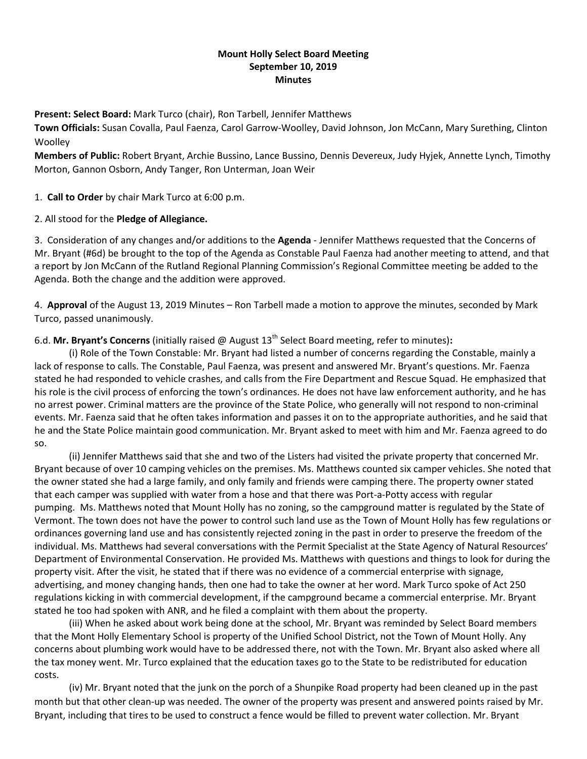**Mount Holly Select Board Meeting**
**September 10, 2019**
**Minutes**

**Present: Select Board:** Mark Turco (chair), Ron Tarbell, Jennifer Matthews
**Town Officials:** Susan Covalla, Paul Faenza, Carol Garrow-Woolley, David Johnson, Jon McCann, Mary Surething, Clinton Woolley
**Members of Public:** Robert Bryant, Archie Bussino, Lance Bussino, Dennis Devereux, Judy Hyjek, Annette Lynch, Timothy Morton, Gannon Osborn, Andy Tanger, Ron Unterman, Joan Weir

1. **Call to Order** by chair Mark Turco at 6:00 p.m.

2. All stood for the **Pledge of Allegiance.**

3. Consideration of any changes and/or additions to the **Agenda** - Jennifer Matthews requested that the Concerns of Mr. Bryant (#6d) be brought to the top of the Agenda as Constable Paul Faenza had another meeting to attend, and that a report by Jon McCann of the Rutland Regional Planning Commission's Regional Committee meeting be added to the Agenda. Both the change and the addition were approved.

4. **Approval** of the August 13, 2019 Minutes – Ron Tarbell made a motion to approve the minutes, seconded by Mark Turco, passed unanimously.

6.d. **Mr. Bryant's Concerns** (initially raised @ August 13th Select Board meeting, refer to minutes)**:**

(i) Role of the Town Constable: Mr. Bryant had listed a number of concerns regarding the Constable, mainly a lack of response to calls. The Constable, Paul Faenza, was present and answered Mr. Bryant's questions. Mr. Faenza stated he had responded to vehicle crashes, and calls from the Fire Department and Rescue Squad. He emphasized that his role is the civil process of enforcing the town's ordinances. He does not have law enforcement authority, and he has no arrest power. Criminal matters are the province of the State Police, who generally will not respond to non-criminal events. Mr. Faenza said that he often takes information and passes it on to the appropriate authorities, and he said that he and the State Police maintain good communication. Mr. Bryant asked to meet with him and Mr. Faenza agreed to do so.

(ii) Jennifer Matthews said that she and two of the Listers had visited the private property that concerned Mr. Bryant because of over 10 camping vehicles on the premises. Ms. Matthews counted six camper vehicles. She noted that the owner stated she had a large family, and only family and friends were camping there. The property owner stated that each camper was supplied with water from a hose and that there was Port-a-Potty access with regular pumping. Ms. Matthews noted that Mount Holly has no zoning, so the campground matter is regulated by the State of Vermont. The town does not have the power to control such land use as the Town of Mount Holly has few regulations or ordinances governing land use and has consistently rejected zoning in the past in order to preserve the freedom of the individual. Ms. Matthews had several conversations with the Permit Specialist at the State Agency of Natural Resources' Department of Environmental Conservation. He provided Ms. Matthews with questions and things to look for during the property visit. After the visit, he stated that if there was no evidence of a commercial enterprise with signage, advertising, and money changing hands, then one had to take the owner at her word. Mark Turco spoke of Act 250 regulations kicking in with commercial development, if the campground became a commercial enterprise. Mr. Bryant stated he too had spoken with ANR, and he filed a complaint with them about the property.

(iii) When he asked about work being done at the school, Mr. Bryant was reminded by Select Board members that the Mont Holly Elementary School is property of the Unified School District, not the Town of Mount Holly. Any concerns about plumbing work would have to be addressed there, not with the Town. Mr. Bryant also asked where all the tax money went. Mr. Turco explained that the education taxes go to the State to be redistributed for education costs.

(iv) Mr. Bryant noted that the junk on the porch of a Shunpike Road property had been cleaned up in the past month but that other clean-up was needed. The owner of the property was present and answered points raised by Mr. Bryant, including that tires to be used to construct a fence would be filled to prevent water collection. Mr. Bryant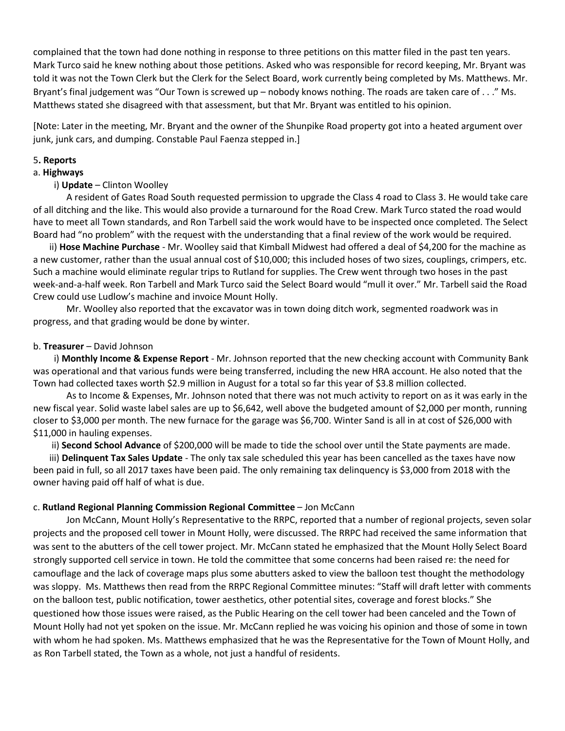complained that the town had done nothing in response to three petitions on this matter filed in the past ten years. Mark Turco said he knew nothing about those petitions. Asked who was responsible for record keeping, Mr. Bryant was told it was not the Town Clerk but the Clerk for the Select Board, work currently being completed by Ms. Matthews. Mr. Bryant's final judgement was "Our Town is screwed up – nobody knows nothing. The roads are taken care of . . ." Ms. Matthews stated she disagreed with that assessment, but that Mr. Bryant was entitled to his opinion.

[Note: Later in the meeting, Mr. Bryant and the owner of the Shunpike Road property got into a heated argument over junk, junk cars, and dumping. Constable Paul Faenza stepped in.]

5**. Reports**

a. **Highways**

i) **Update** – Clinton Woolley

A resident of Gates Road South requested permission to upgrade the Class 4 road to Class 3. He would take care of all ditching and the like. This would also provide a turnaround for the Road Crew. Mark Turco stated the road would have to meet all Town standards, and Ron Tarbell said the work would have to be inspected once completed. The Select Board had "no problem" with the request with the understanding that a final review of the work would be required.

ii) **Hose Machine Purchase** - Mr. Woolley said that Kimball Midwest had offered a deal of $4,200 for the machine as a new customer, rather than the usual annual cost of $10,000; this included hoses of two sizes, couplings, crimpers, etc. Such a machine would eliminate regular trips to Rutland for supplies. The Crew went through two hoses in the past week-and-a-half week. Ron Tarbell and Mark Turco said the Select Board would "mull it over." Mr. Tarbell said the Road Crew could use Ludlow's machine and invoice Mount Holly.

Mr. Woolley also reported that the excavator was in town doing ditch work, segmented roadwork was in progress, and that grading would be done by winter.

b. **Treasurer** – David Johnson

i) **Monthly Income & Expense Report** - Mr. Johnson reported that the new checking account with Community Bank was operational and that various funds were being transferred, including the new HRA account. He also noted that the Town had collected taxes worth $2.9 million in August for a total so far this year of $3.8 million collected.

As to Income & Expenses, Mr. Johnson noted that there was not much activity to report on as it was early in the new fiscal year. Solid waste label sales are up to $6,642, well above the budgeted amount of $2,000 per month, running closer to $3,000 per month. The new furnace for the garage was $6,700. Winter Sand is all in at cost of $26,000 with $11,000 in hauling expenses.

ii) **Second School Advance** of $200,000 will be made to tide the school over until the State payments are made.

iii) **Delinquent Tax Sales Update** - The only tax sale scheduled this year has been cancelled as the taxes have now been paid in full, so all 2017 taxes have been paid. The only remaining tax delinquency is $3,000 from 2018 with the owner having paid off half of what is due.

c. **Rutland Regional Planning Commission Regional Committee** – Jon McCann

Jon McCann, Mount Holly's Representative to the RRPC, reported that a number of regional projects, seven solar projects and the proposed cell tower in Mount Holly, were discussed. The RRPC had received the same information that was sent to the abutters of the cell tower project. Mr. McCann stated he emphasized that the Mount Holly Select Board strongly supported cell service in town. He told the committee that some concerns had been raised re: the need for camouflage and the lack of coverage maps plus some abutters asked to view the balloon test thought the methodology was sloppy. Ms. Matthews then read from the RRPC Regional Committee minutes: "Staff will draft letter with comments on the balloon test, public notification, tower aesthetics, other potential sites, coverage and forest blocks." She questioned how those issues were raised, as the Public Hearing on the cell tower had been canceled and the Town of Mount Holly had not yet spoken on the issue. Mr. McCann replied he was voicing his opinion and those of some in town with whom he had spoken. Ms. Matthews emphasized that he was the Representative for the Town of Mount Holly, and as Ron Tarbell stated, the Town as a whole, not just a handful of residents.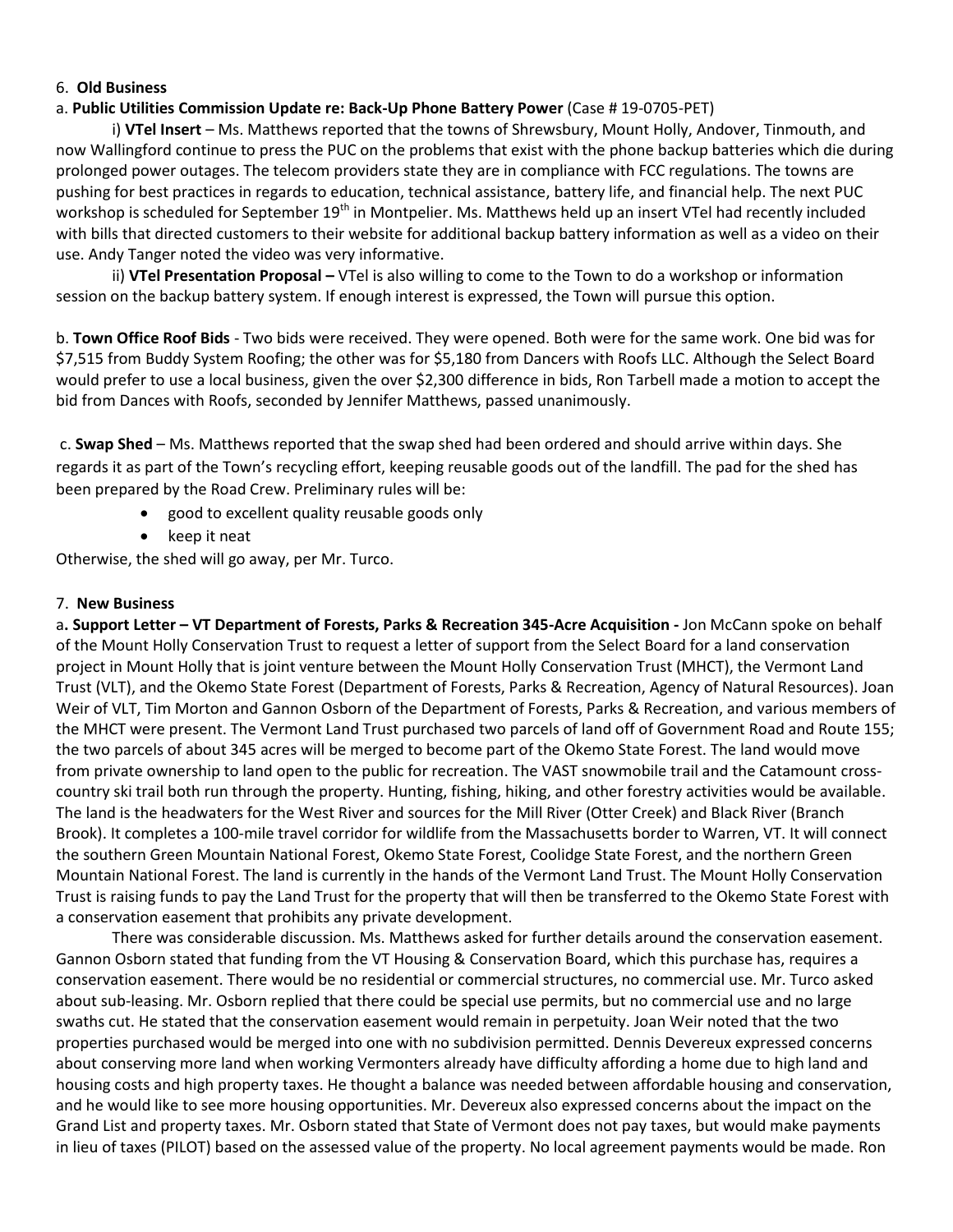6. **Old Business**

a. **Public Utilities Commission Update re: Back-Up Phone Battery Power** (Case # 19-0705-PET)

i) **VTel Insert** – Ms. Matthews reported that the towns of Shrewsbury, Mount Holly, Andover, Tinmouth, and now Wallingford continue to press the PUC on the problems that exist with the phone backup batteries which die during prolonged power outages. The telecom providers state they are in compliance with FCC regulations. The towns are pushing for best practices in regards to education, technical assistance, battery life, and financial help. The next PUC workshop is scheduled for September 19th in Montpelier. Ms. Matthews held up an insert VTel had recently included with bills that directed customers to their website for additional backup battery information as well as a video on their use. Andy Tanger noted the video was very informative.

ii) **VTel Presentation Proposal –** VTel is also willing to come to the Town to do a workshop or information session on the backup battery system. If enough interest is expressed, the Town will pursue this option.

b. **Town Office Roof Bids** - Two bids were received. They were opened. Both were for the same work. One bid was for $7,515 from Buddy System Roofing; the other was for $5,180 from Dancers with Roofs LLC. Although the Select Board would prefer to use a local business, given the over $2,300 difference in bids, Ron Tarbell made a motion to accept the bid from Dances with Roofs, seconded by Jennifer Matthews, passed unanimously.

c. **Swap Shed** – Ms. Matthews reported that the swap shed had been ordered and should arrive within days. She regards it as part of the Town's recycling effort, keeping reusable goods out of the landfill. The pad for the shed has been prepared by the Road Crew. Preliminary rules will be:

- good to excellent quality reusable goods only
- keep it neat

Otherwise, the shed will go away, per Mr. Turco.

7. **New Business**

a**. Support Letter – VT Department of Forests, Parks & Recreation 345-Acre Acquisition -** Jon McCann spoke on behalf of the Mount Holly Conservation Trust to request a letter of support from the Select Board for a land conservation project in Mount Holly that is joint venture between the Mount Holly Conservation Trust (MHCT), the Vermont Land Trust (VLT), and the Okemo State Forest (Department of Forests, Parks & Recreation, Agency of Natural Resources). Joan Weir of VLT, Tim Morton and Gannon Osborn of the Department of Forests, Parks & Recreation, and various members of the MHCT were present. The Vermont Land Trust purchased two parcels of land off of Government Road and Route 155; the two parcels of about 345 acres will be merged to become part of the Okemo State Forest. The land would move from private ownership to land open to the public for recreation. The VAST snowmobile trail and the Catamount cross-country ski trail both run through the property. Hunting, fishing, hiking, and other forestry activities would be available. The land is the headwaters for the West River and sources for the Mill River (Otter Creek) and Black River (Branch Brook). It completes a 100-mile travel corridor for wildlife from the Massachusetts border to Warren, VT. It will connect the southern Green Mountain National Forest, Okemo State Forest, Coolidge State Forest, and the northern Green Mountain National Forest. The land is currently in the hands of the Vermont Land Trust. The Mount Holly Conservation Trust is raising funds to pay the Land Trust for the property that will then be transferred to the Okemo State Forest with a conservation easement that prohibits any private development.

There was considerable discussion. Ms. Matthews asked for further details around the conservation easement. Gannon Osborn stated that funding from the VT Housing & Conservation Board, which this purchase has, requires a conservation easement. There would be no residential or commercial structures, no commercial use. Mr. Turco asked about sub-leasing. Mr. Osborn replied that there could be special use permits, but no commercial use and no large swaths cut. He stated that the conservation easement would remain in perpetuity. Joan Weir noted that the two properties purchased would be merged into one with no subdivision permitted. Dennis Devereux expressed concerns about conserving more land when working Vermonters already have difficulty affording a home due to high land and housing costs and high property taxes. He thought a balance was needed between affordable housing and conservation, and he would like to see more housing opportunities. Mr. Devereux also expressed concerns about the impact on the Grand List and property taxes. Mr. Osborn stated that State of Vermont does not pay taxes, but would make payments in lieu of taxes (PILOT) based on the assessed value of the property. No local agreement payments would be made. Ron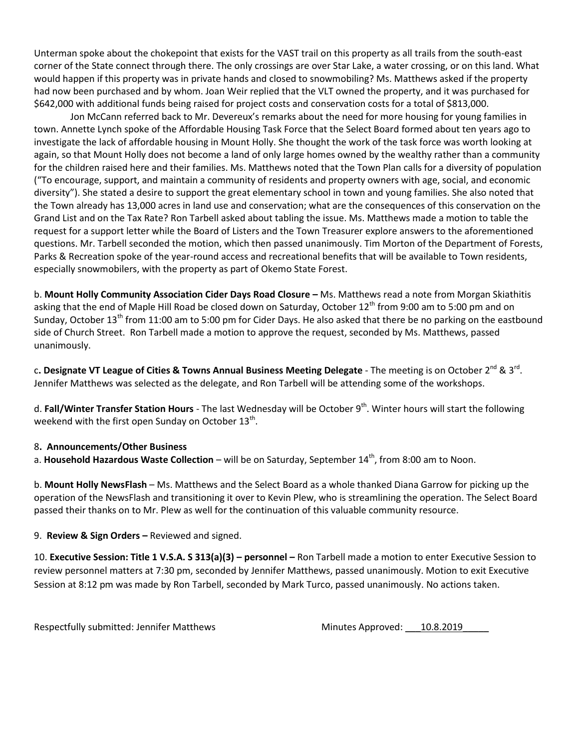Unterman spoke about the chokepoint that exists for the VAST trail on this property as all trails from the south-east corner of the State connect through there. The only crossings are over Star Lake, a water crossing, or on this land. What would happen if this property was in private hands and closed to snowmobiling? Ms. Matthews asked if the property had now been purchased and by whom. Joan Weir replied that the VLT owned the property, and it was purchased for $642,000 with additional funds being raised for project costs and conservation costs for a total of $813,000.

Jon McCann referred back to Mr. Devereux's remarks about the need for more housing for young families in town. Annette Lynch spoke of the Affordable Housing Task Force that the Select Board formed about ten years ago to investigate the lack of affordable housing in Mount Holly. She thought the work of the task force was worth looking at again, so that Mount Holly does not become a land of only large homes owned by the wealthy rather than a community for the children raised here and their families. Ms. Matthews noted that the Town Plan calls for a diversity of population ("To encourage, support, and maintain a community of residents and property owners with age, social, and economic diversity"). She stated a desire to support the great elementary school in town and young families. She also noted that the Town already has 13,000 acres in land use and conservation; what are the consequences of this conservation on the Grand List and on the Tax Rate? Ron Tarbell asked about tabling the issue. Ms. Matthews made a motion to table the request for a support letter while the Board of Listers and the Town Treasurer explore answers to the aforementioned questions. Mr. Tarbell seconded the motion, which then passed unanimously. Tim Morton of the Department of Forests, Parks & Recreation spoke of the year-round access and recreational benefits that will be available to Town residents, especially snowmobilers, with the property as part of Okemo State Forest.

b. **Mount Holly Community Association Cider Days Road Closure –** Ms. Matthews read a note from Morgan Skiathitis asking that the end of Maple Hill Road be closed down on Saturday, October 12th from 9:00 am to 5:00 pm and on Sunday, October 13th from 11:00 am to 5:00 pm for Cider Days. He also asked that there be no parking on the eastbound side of Church Street. Ron Tarbell made a motion to approve the request, seconded by Ms. Matthews, passed unanimously.

c**. Designate VT League of Cities & Towns Annual Business Meeting Delegate** - The meeting is on October 2nd & 3rd. Jennifer Matthews was selected as the delegate, and Ron Tarbell will be attending some of the workshops.

d. **Fall/Winter Transfer Station Hours** - The last Wednesday will be October 9th. Winter hours will start the following weekend with the first open Sunday on October 13th.

8**. Announcements/Other Business**

a. **Household Hazardous Waste Collection** – will be on Saturday, September 14th, from 8:00 am to Noon.

b. **Mount Holly NewsFlash** – Ms. Matthews and the Select Board as a whole thanked Diana Garrow for picking up the operation of the NewsFlash and transitioning it over to Kevin Plew, who is streamlining the operation. The Select Board passed their thanks on to Mr. Plew as well for the continuation of this valuable community resource.

9. **Review & Sign Orders –** Reviewed and signed.

10. **Executive Session: Title 1 V.S.A. S 313(a)(3) – personnel –** Ron Tarbell made a motion to enter Executive Session to review personnel matters at 7:30 pm, seconded by Jennifer Matthews, passed unanimously. Motion to exit Executive Session at 8:12 pm was made by Ron Tarbell, seconded by Mark Turco, passed unanimously. No actions taken.

Respectfully submitted: Jennifer Matthews

Minutes Approved: ___10.8.2019_____